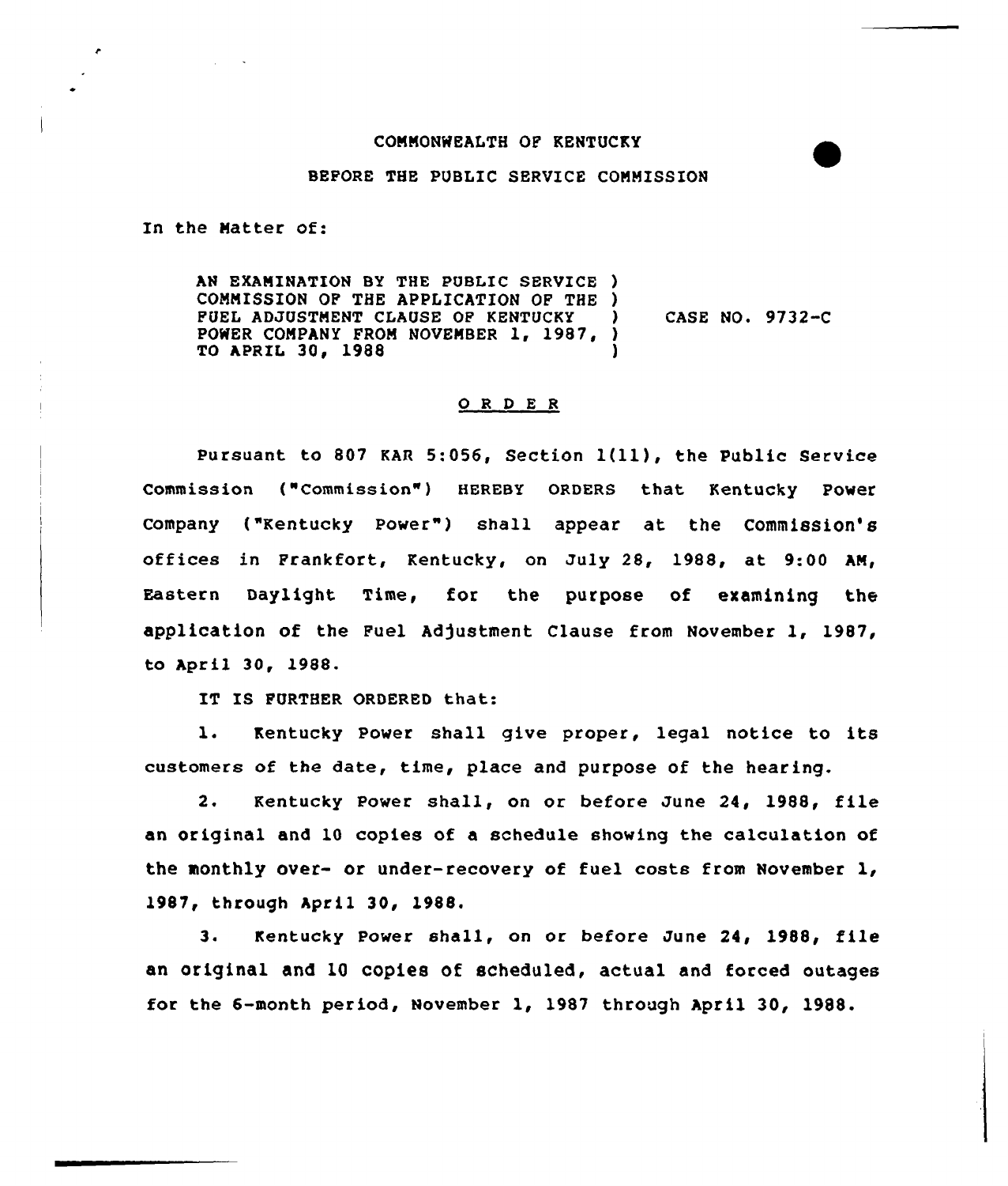COMMONWEALTH OF KENTUCKY

BEFORE THE PUBLIC SERVICE COMMISSION

In the Matter of:

AN EXAMINATION BY THE PUBLIC SERVICE )
COMMISSION OF THE APPLICATION OF THE )
FUEL ADJUSTMENT CLAUSE OF KENTUCKY ) CASE NO. 9732-C
POWER COMPANY FROM NOVEMBER 1, 1987, )
TO APRIL 30, 1988 )

## O R D E R

Pursuant to 807 KAR 5:056, Section 1(11), the Public Service Commission ("Commission") HEREBY ORDERS that Kentucky Power Company ("Kentucky Power") shall appear at the Commission's offices in Frankfort, Kentucky, on July 28, 1988, at 9:00 AM, Eastern Daylight Time, for the purpose of examining the application of the Fuel Adjustment Clause from November 1, 1987, to April 30, 1988.

IT IS FURTHER ORDERED that:

1. Kentucky Power shall give proper, legal notice to its customers of the date, time, place and purpose of the hearing.

2. Kentucky Power shall, on or before June 24, 1988, file an original and 10 copies of a schedule showing the calculation of the monthly over- or under-recovery of fuel costs from November 1, 1987, through April 30, 1988.

3. Kentucky Power shall, on or before June 24, 1988, file an original and 10 copies of scheduled, actual and forced outages for the 6-month period, November 1, 1987 through April 30, 1988.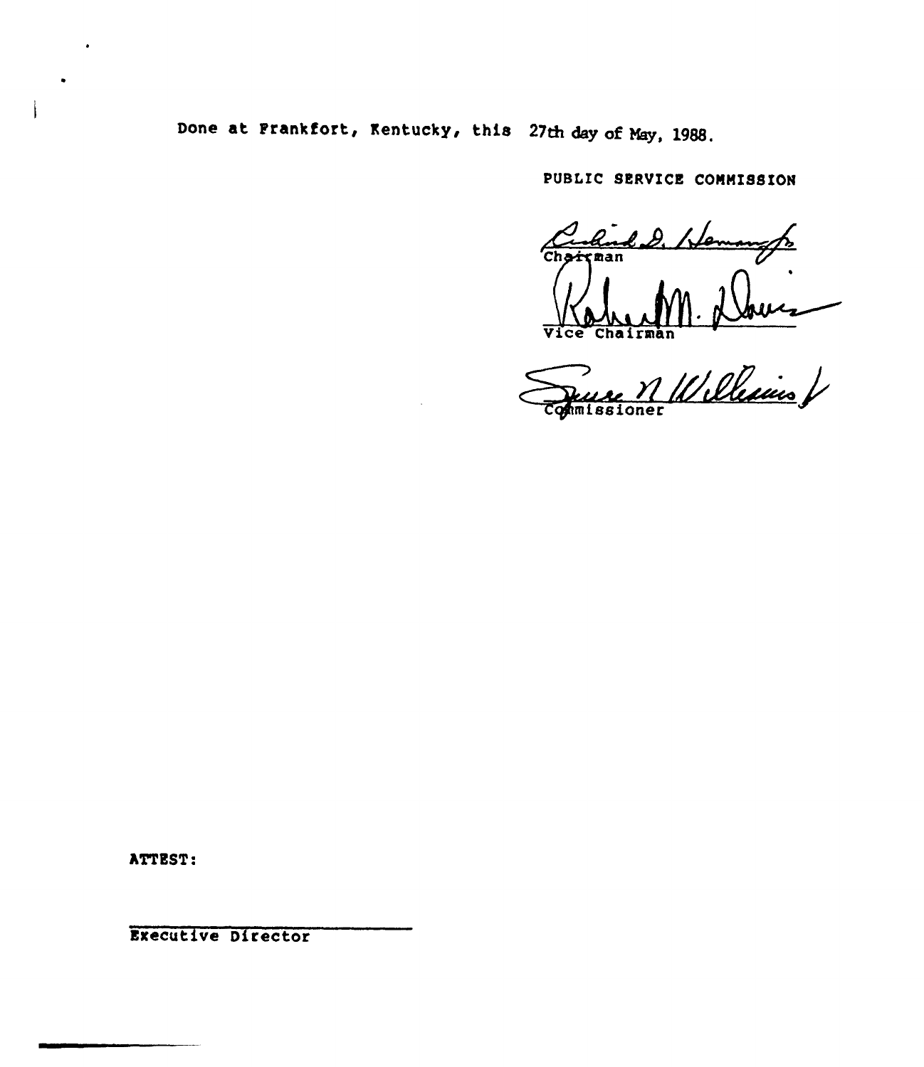Done at Frankfort, Kentucky, this 27th day of May, 1988.

PUBLIC SERVICE COMMISSION

Chairman

Vice Chairman

Commissioner

ATTEST:

Executive Director